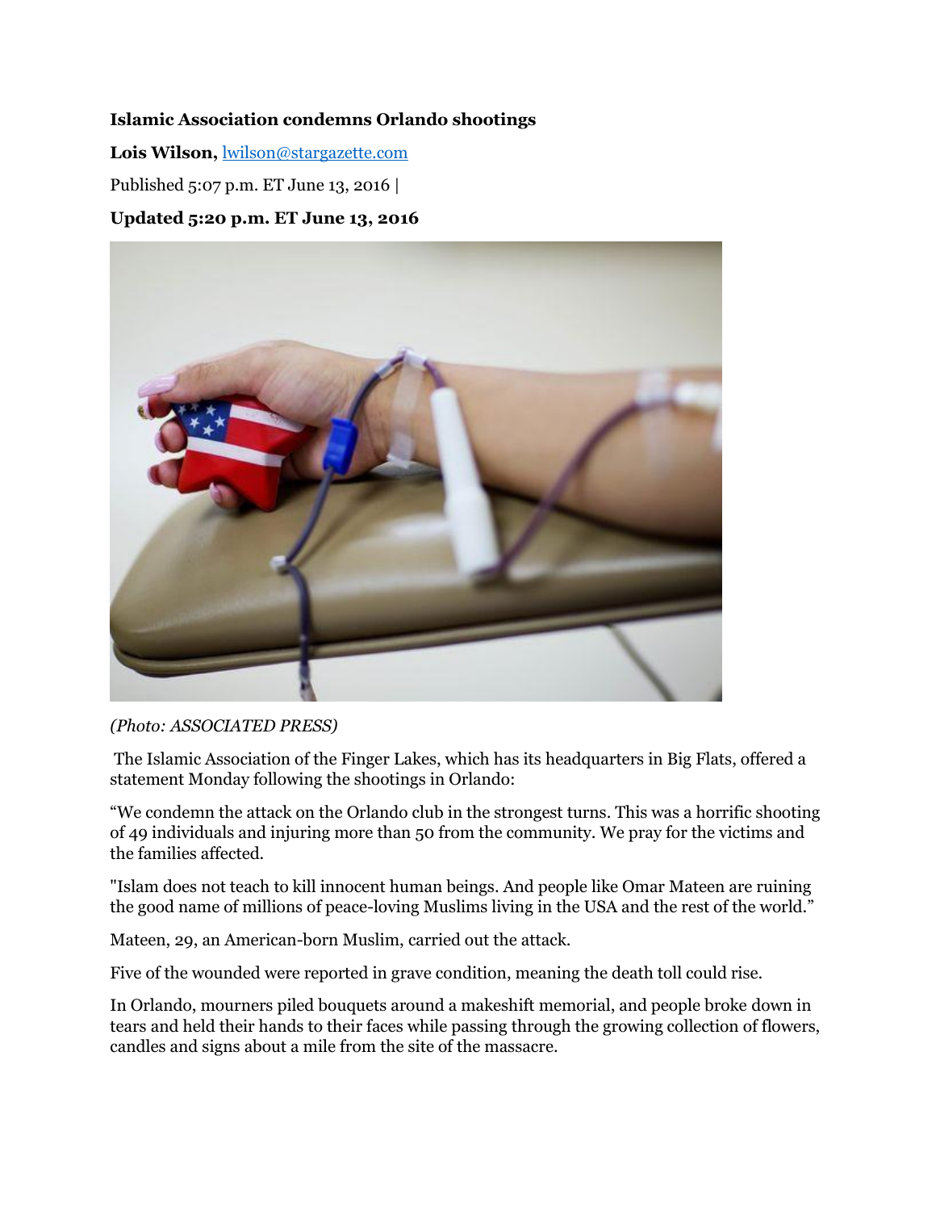**Islamic Association condemns Orlando shootings**

**Lois Wilson,** lwilson@stargazette.com

Published 5:07 p.m. ET June 13, 2016 |

**Updated 5:20 p.m. ET June 13, 2016**

*(Photo: ASSOCIATED PRESS)*

The Islamic Association of the Finger Lakes, which has its headquarters in Big Flats, offered a statement Monday following the shootings in Orlando:

"We condemn the attack on the Orlando club in the strongest turns. This was a horrific shooting of 49 individuals and injuring more than 50 from the community. We pray for the victims and the families affected.

"Islam does not teach to kill innocent human beings. And people like Omar Mateen are ruining the good name of millions of peace-loving Muslims living in the USA and the rest of the world."

Mateen, 29, an American-born Muslim, carried out the attack.

Five of the wounded were reported in grave condition, meaning the death toll could rise.

In Orlando, mourners piled bouquets around a makeshift memorial, and people broke down in tears and held their hands to their faces while passing through the growing collection of flowers, candles and signs about a mile from the site of the massacre.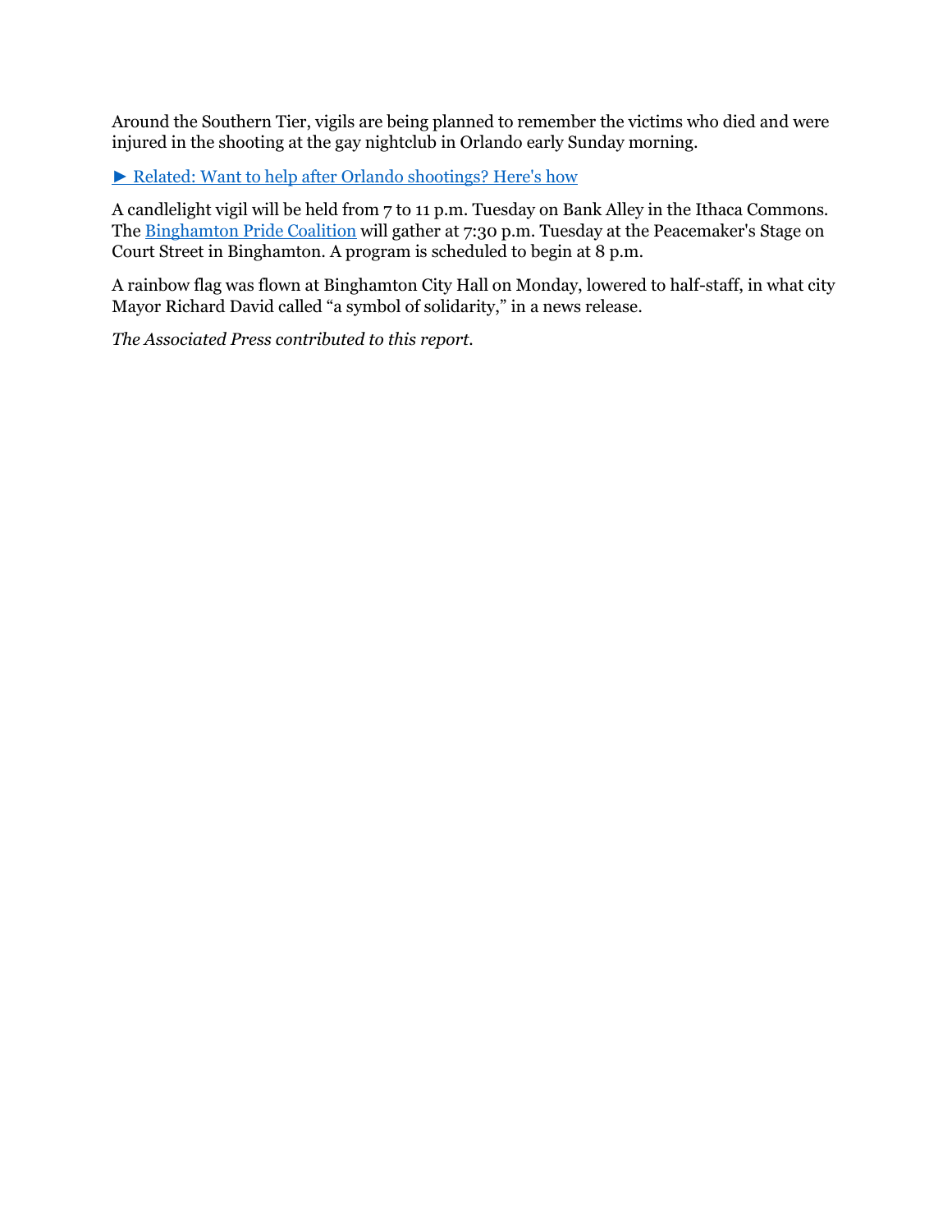Around the Southern Tier, vigils are being planned to remember the victims who died and were injured in the shooting at the gay nightclub in Orlando early Sunday morning.

► Related: Want to help after Orlando shootings? Here's how

A candlelight vigil will be held from 7 to 11 p.m. Tuesday on Bank Alley in the Ithaca Commons. The Binghamton Pride Coalition will gather at 7:30 p.m. Tuesday at the Peacemaker's Stage on Court Street in Binghamton. A program is scheduled to begin at 8 p.m.

A rainbow flag was flown at Binghamton City Hall on Monday, lowered to half-staff, in what city Mayor Richard David called "a symbol of solidarity," in a news release.

*The Associated Press contributed to this report.*